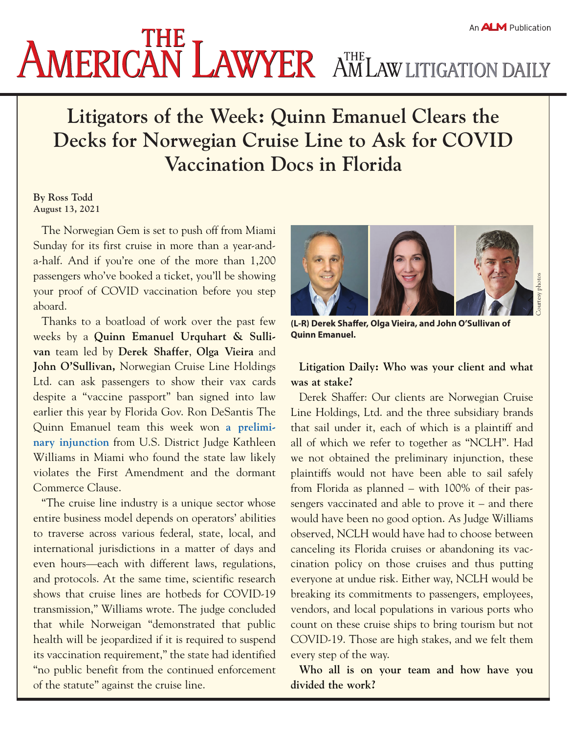# Litigators of the Week: Quinn Emanuel Clears the Decks for Norwegian Cruise Line to Ask for COVID Vaccination Docs in Florida

**By Ross Todd**
**August 13, 2021**

The Norwegian Gem is set to push off from Miami Sunday for its first cruise in more than a year-and-a-half. And if you're one of the more than 1,200 passengers who've booked a ticket, you'll be showing your proof of COVID vaccination before you step aboard.

Thanks to a boatload of work over the past few weeks by a **Quinn Emanuel Urquhart & Sullivan** team led by **Derek Shaffer**, **Olga Vieira** and **John O'Sullivan,** Norwegian Cruise Line Holdings Ltd. can ask passengers to show their vax cards despite a "vaccine passport" ban signed into law earlier this year by Florida Gov. Ron DeSantis The Quinn Emanuel team this week won a preliminary injunction from U.S. District Judge Kathleen Williams in Miami who found the state law likely violates the First Amendment and the dormant Commerce Clause.

"The cruise line industry is a unique sector whose entire business model depends on operators' abilities to traverse across various federal, state, local, and international jurisdictions in a matter of days and even hours—each with different laws, regulations, and protocols. At the same time, scientific research shows that cruise lines are hotbeds for COVID-19 transmission," Williams wrote. The judge concluded that while Norweigan "demonstrated that public health will be jeopardized if it is required to suspend its vaccination requirement," the state had identified "no public benefit from the continued enforcement of the statute" against the cruise line.

**(L-R) Derek Shaffer, Olga Vieira, and John O'Sullivan of Quinn Emanuel.**

**Litigation Daily: Who was your client and what was at stake?**

Derek Shaffer: Our clients are Norwegian Cruise Line Holdings, Ltd. and the three subsidiary brands that sail under it, each of which is a plaintiff and all of which we refer to together as "NCLH". Had we not obtained the preliminary injunction, these plaintiffs would not have been able to sail safely from Florida as planned – with 100% of their passengers vaccinated and able to prove it – and there would have been no good option. As Judge Williams observed, NCLH would have had to choose between canceling its Florida cruises or abandoning its vaccination policy on those cruises and thus putting everyone at undue risk. Either way, NCLH would be breaking its commitments to passengers, employees, vendors, and local populations in various ports who count on these cruise ships to bring tourism but not COVID-19. Those are high stakes, and we felt them every step of the way.

**Who all is on your team and how have you divided the work?**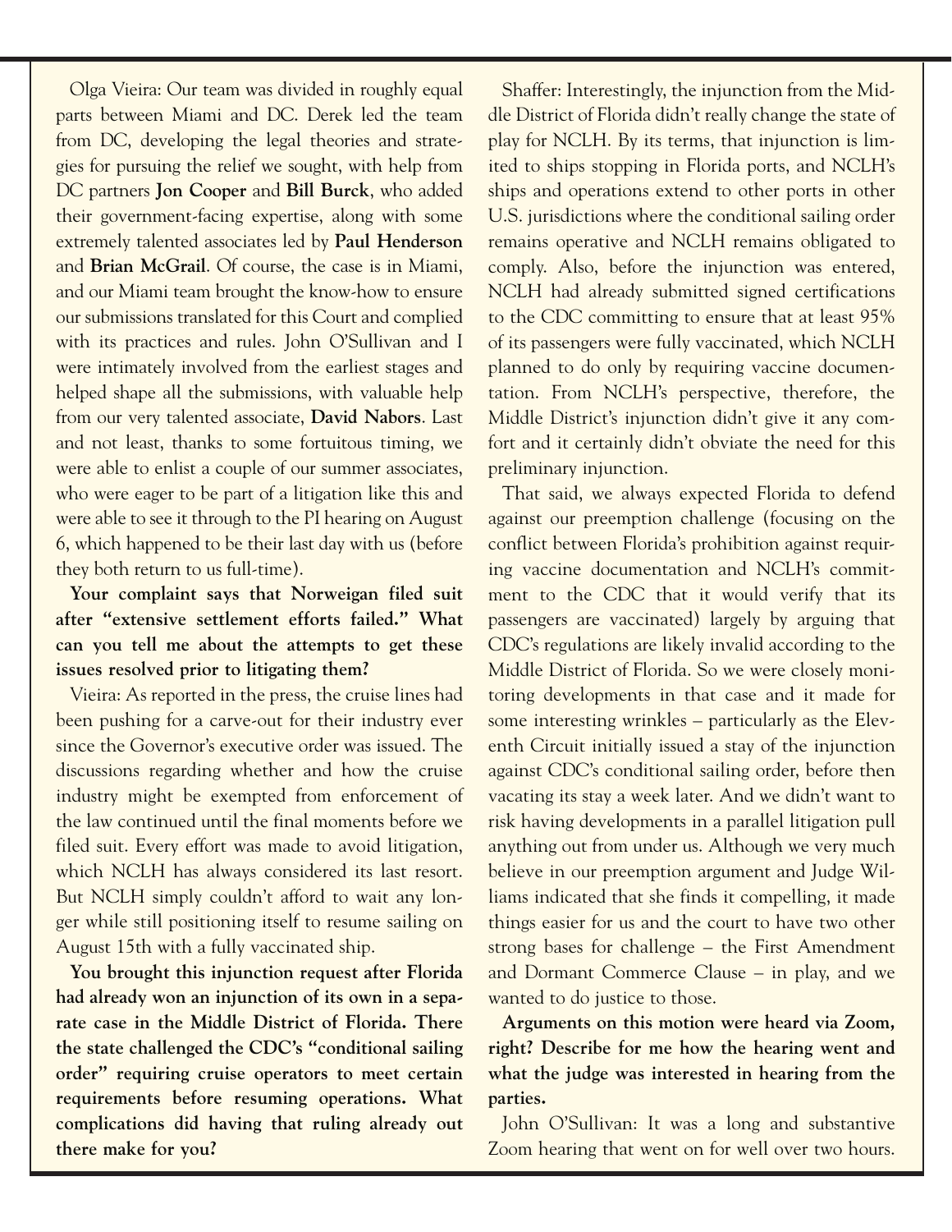Olga Vieira: Our team was divided in roughly equal parts between Miami and DC. Derek led the team from DC, developing the legal theories and strategies for pursuing the relief we sought, with help from DC partners **Jon Cooper** and **Bill Burck**, who added their government-facing expertise, along with some extremely talented associates led by **Paul Henderson** and **Brian McGrail**. Of course, the case is in Miami, and our Miami team brought the know-how to ensure our submissions translated for this Court and complied with its practices and rules. John O'Sullivan and I were intimately involved from the earliest stages and helped shape all the submissions, with valuable help from our very talented associate, **David Nabors**. Last and not least, thanks to some fortuitous timing, we were able to enlist a couple of our summer associates, who were eager to be part of a litigation like this and were able to see it through to the PI hearing on August 6, which happened to be their last day with us (before they both return to us full-time).

**Your complaint says that Norweigan filed suit after "extensive settlement efforts failed." What can you tell me about the attempts to get these issues resolved prior to litigating them?**

Vieira: As reported in the press, the cruise lines had been pushing for a carve-out for their industry ever since the Governor's executive order was issued. The discussions regarding whether and how the cruise industry might be exempted from enforcement of the law continued until the final moments before we filed suit. Every effort was made to avoid litigation, which NCLH has always considered its last resort. But NCLH simply couldn't afford to wait any longer while still positioning itself to resume sailing on August 15th with a fully vaccinated ship.

**You brought this injunction request after Florida had already won an injunction of its own in a separate case in the Middle District of Florida. There the state challenged the CDC's "conditional sailing order" requiring cruise operators to meet certain requirements before resuming operations. What complications did having that ruling already out there make for you?**

Shaffer: Interestingly, the injunction from the Middle District of Florida didn't really change the state of play for NCLH. By its terms, that injunction is limited to ships stopping in Florida ports, and NCLH's ships and operations extend to other ports in other U.S. jurisdictions where the conditional sailing order remains operative and NCLH remains obligated to comply. Also, before the injunction was entered, NCLH had already submitted signed certifications to the CDC committing to ensure that at least 95% of its passengers were fully vaccinated, which NCLH planned to do only by requiring vaccine documentation. From NCLH's perspective, therefore, the Middle District's injunction didn't give it any comfort and it certainly didn't obviate the need for this preliminary injunction.

That said, we always expected Florida to defend against our preemption challenge (focusing on the conflict between Florida's prohibition against requiring vaccine documentation and NCLH's commitment to the CDC that it would verify that its passengers are vaccinated) largely by arguing that CDC's regulations are likely invalid according to the Middle District of Florida. So we were closely monitoring developments in that case and it made for some interesting wrinkles – particularly as the Eleventh Circuit initially issued a stay of the injunction against CDC's conditional sailing order, before then vacating its stay a week later. And we didn't want to risk having developments in a parallel litigation pull anything out from under us. Although we very much believe in our preemption argument and Judge Williams indicated that she finds it compelling, it made things easier for us and the court to have two other strong bases for challenge – the First Amendment and Dormant Commerce Clause – in play, and we wanted to do justice to those.

**Arguments on this motion were heard via Zoom, right? Describe for me how the hearing went and what the judge was interested in hearing from the parties.**

John O'Sullivan: It was a long and substantive Zoom hearing that went on for well over two hours.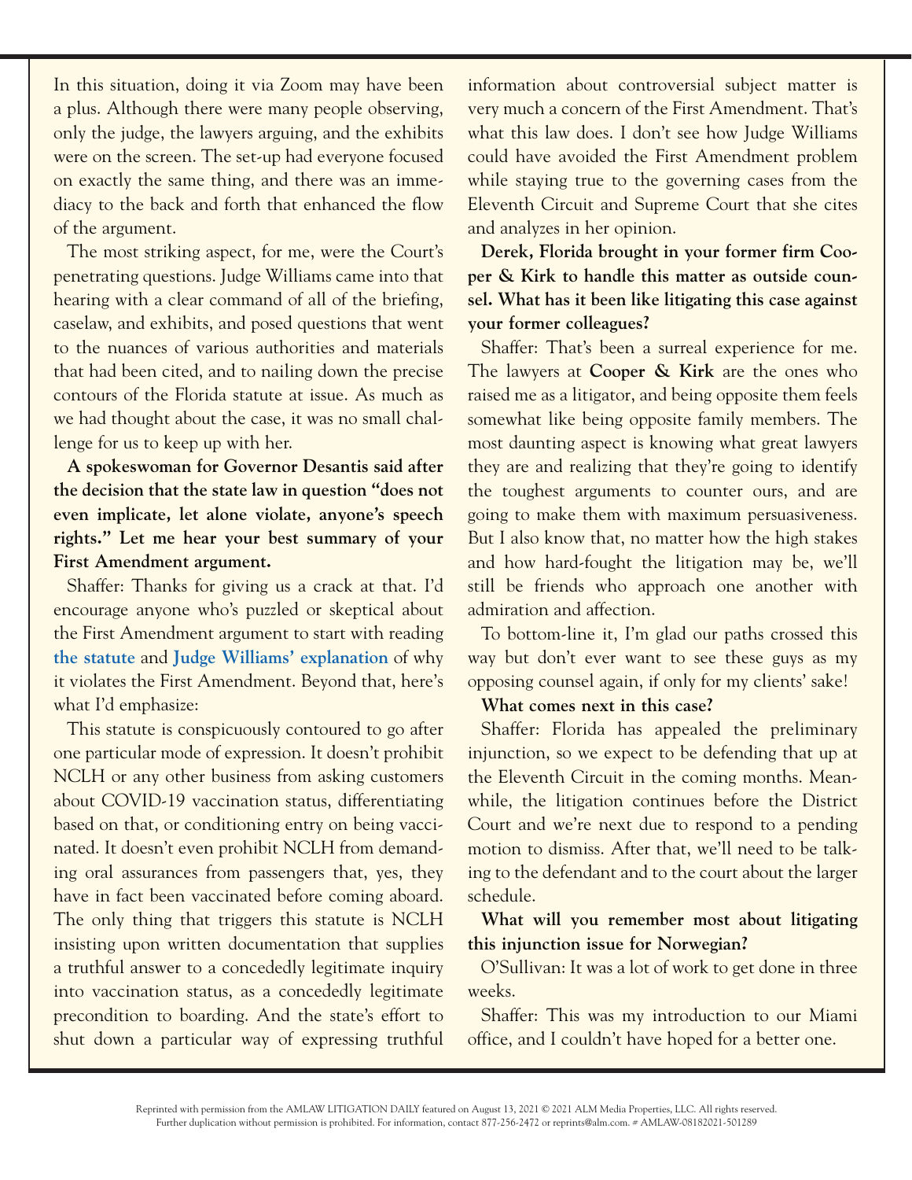In this situation, doing it via Zoom may have been a plus. Although there were many people observing, only the judge, the lawyers arguing, and the exhibits were on the screen. The set-up had everyone focused on exactly the same thing, and there was an immediacy to the back and forth that enhanced the flow of the argument.

The most striking aspect, for me, were the Court's penetrating questions. Judge Williams came into that hearing with a clear command of all of the briefing, caselaw, and exhibits, and posed questions that went to the nuances of various authorities and materials that had been cited, and to nailing down the precise contours of the Florida statute at issue. As much as we had thought about the case, it was no small challenge for us to keep up with her.

**A spokeswoman for Governor Desantis said after the decision that the state law in question "does not even implicate, let alone violate, anyone's speech rights." Let me hear your best summary of your First Amendment argument.**

Shaffer: Thanks for giving us a crack at that. I'd encourage anyone who's puzzled or skeptical about the First Amendment argument to start with reading **the statute** and **Judge Williams' explanation** of why it violates the First Amendment. Beyond that, here's what I'd emphasize:

This statute is conspicuously contoured to go after one particular mode of expression. It doesn't prohibit NCLH or any other business from asking customers about COVID-19 vaccination status, differentiating based on that, or conditioning entry on being vaccinated. It doesn't even prohibit NCLH from demanding oral assurances from passengers that, yes, they have in fact been vaccinated before coming aboard. The only thing that triggers this statute is NCLH insisting upon written documentation that supplies a truthful answer to a concededly legitimate inquiry into vaccination status, as a concededly legitimate precondition to boarding. And the state's effort to shut down a particular way of expressing truthful information about controversial subject matter is very much a concern of the First Amendment. That's what this law does. I don't see how Judge Williams could have avoided the First Amendment problem while staying true to the governing cases from the Eleventh Circuit and Supreme Court that she cites and analyzes in her opinion.

**Derek, Florida brought in your former firm Cooper & Kirk to handle this matter as outside counsel. What has it been like litigating this case against your former colleagues?**

Shaffer: That's been a surreal experience for me. The lawyers at **Cooper & Kirk** are the ones who raised me as a litigator, and being opposite them feels somewhat like being opposite family members. The most daunting aspect is knowing what great lawyers they are and realizing that they're going to identify the toughest arguments to counter ours, and are going to make them with maximum persuasiveness. But I also know that, no matter how the high stakes and how hard-fought the litigation may be, we'll still be friends who approach one another with admiration and affection.

To bottom-line it, I'm glad our paths crossed this way but don't ever want to see these guys as my opposing counsel again, if only for my clients' sake!

**What comes next in this case?**

Shaffer: Florida has appealed the preliminary injunction, so we expect to be defending that up at the Eleventh Circuit in the coming months. Meanwhile, the litigation continues before the District Court and we're next due to respond to a pending motion to dismiss. After that, we'll need to be talking to the defendant and to the court about the larger schedule.

**What will you remember most about litigating this injunction issue for Norwegian?**

O'Sullivan: It was a lot of work to get done in three weeks.

Shaffer: This was my introduction to our Miami office, and I couldn't have hoped for a better one.

Reprinted with permission from the AMLAW LITIGATION DAILY featured on August 13, 2021 © 2021 ALM Media Properties, LLC. All rights reserved. Further duplication without permission is prohibited. For information, contact 877-256-2472 or reprints@alm.com. # AMLAW-08182021-501289